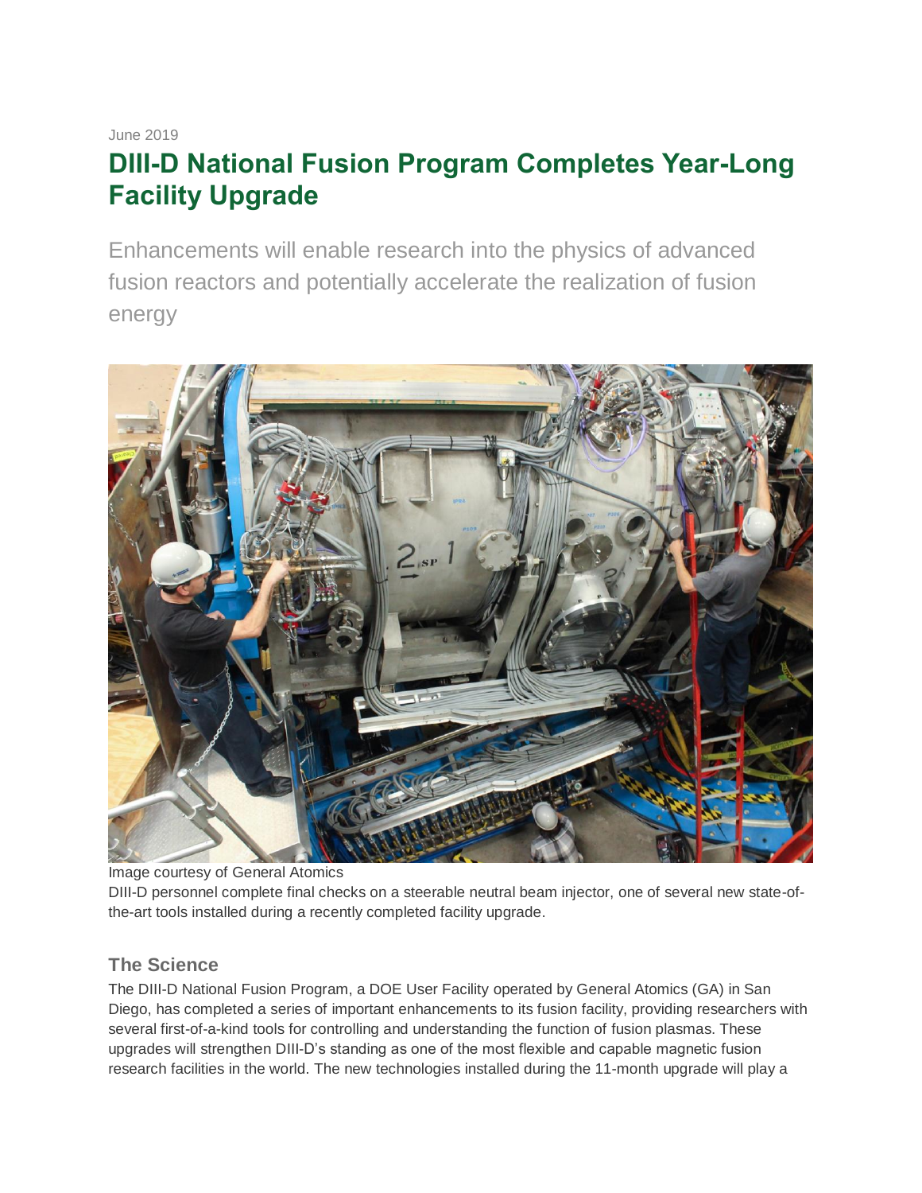June 2019

# DIII-D National Fusion Program Completes Year-Long Facility Upgrade

Enhancements will enable research into the physics of advanced fusion reactors and potentially accelerate the realization of fusion energy

Image courtesy of General Atomics

DIII-D personnel complete final checks on a steerable neutral beam injector, one of several new state-of-the-art tools installed during a recently completed facility upgrade.

### The Science

The DIII-D National Fusion Program, a DOE User Facility operated by General Atomics (GA) in San Diego, has completed a series of important enhancements to its fusion facility, providing researchers with several first-of-a-kind tools for controlling and understanding the function of fusion plasmas. These upgrades will strengthen DIII-D's standing as one of the most flexible and capable magnetic fusion research facilities in the world. The new technologies installed during the 11-month upgrade will play a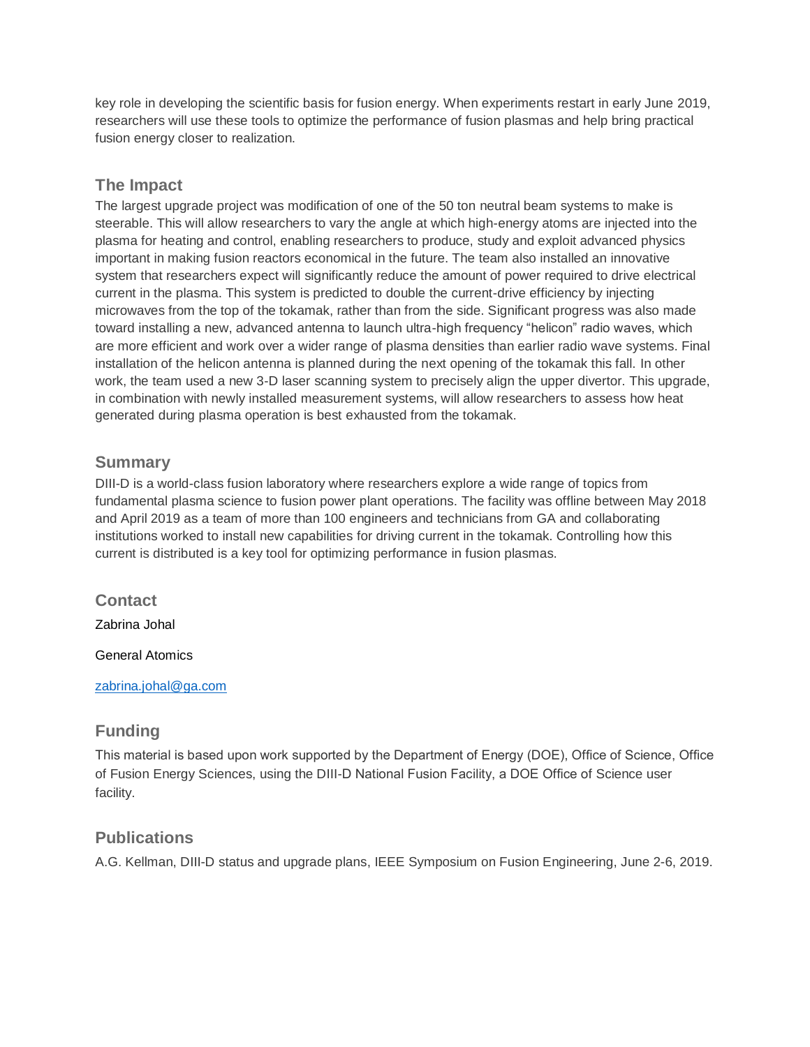key role in developing the scientific basis for fusion energy. When experiments restart in early June 2019, researchers will use these tools to optimize the performance of fusion plasmas and help bring practical fusion energy closer to realization.

## The Impact

The largest upgrade project was modification of one of the 50 ton neutral beam systems to make is steerable. This will allow researchers to vary the angle at which high-energy atoms are injected into the plasma for heating and control, enabling researchers to produce, study and exploit advanced physics important in making fusion reactors economical in the future. The team also installed an innovative system that researchers expect will significantly reduce the amount of power required to drive electrical current in the plasma. This system is predicted to double the current-drive efficiency by injecting microwaves from the top of the tokamak, rather than from the side. Significant progress was also made toward installing a new, advanced antenna to launch ultra-high frequency “helicon” radio waves, which are more efficient and work over a wider range of plasma densities than earlier radio wave systems. Final installation of the helicon antenna is planned during the next opening of the tokamak this fall. In other work, the team used a new 3-D laser scanning system to precisely align the upper divertor. This upgrade, in combination with newly installed measurement systems, will allow researchers to assess how heat generated during plasma operation is best exhausted from the tokamak.

## Summary

DIII-D is a world-class fusion laboratory where researchers explore a wide range of topics from fundamental plasma science to fusion power plant operations. The facility was offline between May 2018 and April 2019 as a team of more than 100 engineers and technicians from GA and collaborating institutions worked to install new capabilities for driving current in the tokamak. Controlling how this current is distributed is a key tool for optimizing performance in fusion plasmas.

## Contact

Zabrina Johal

General Atomics

zabrina.johal@ga.com

## Funding

This material is based upon work supported by the Department of Energy (DOE), Office of Science, Office of Fusion Energy Sciences, using the DIII-D National Fusion Facility, a DOE Office of Science user facility.

## Publications

A.G. Kellman, DIII-D status and upgrade plans, IEEE Symposium on Fusion Engineering, June 2-6, 2019.